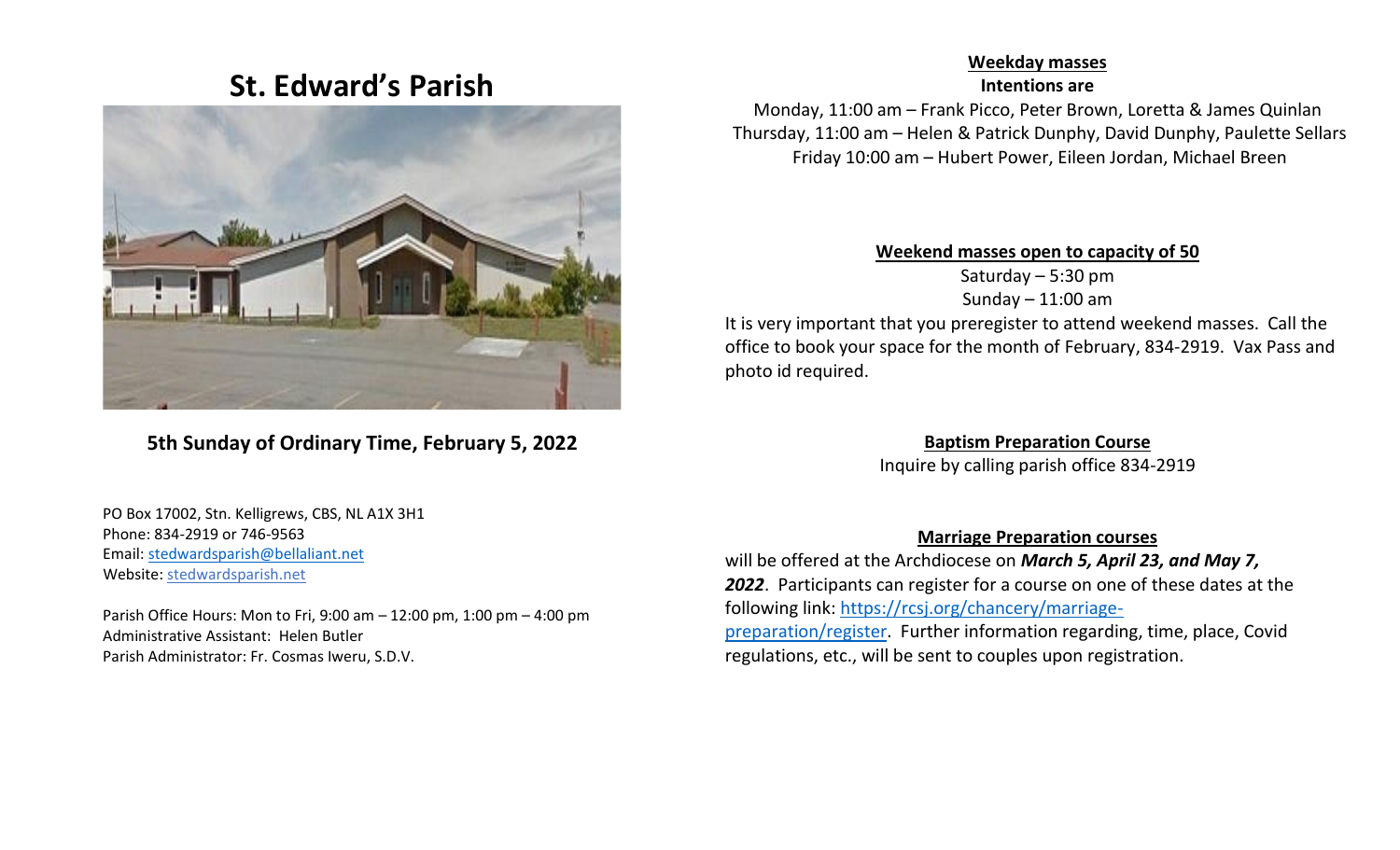# St. Edward's Parish

**5th Sunday of Ordinary Time, February 5, 2022**

PO Box 17002, Stn. Kelligrews, CBS, NL A1X 3H1
Phone: 834-2919 or 746-9563
Email: stedwardsparish@bellaliant.net
Website: stedwardsparish.net

Parish Office Hours: Mon to Fri, 9:00 am – 12:00 pm, 1:00 pm – 4:00 pm
Administrative Assistant: Helen Butler
Parish Administrator: Fr. Cosmas Iweru, S.D.V.

## Weekday masses

**Intentions are**

Monday, 11:00 am – Frank Picco, Peter Brown, Loretta & James Quinlan
Thursday, 11:00 am – Helen & Patrick Dunphy, David Dunphy, Paulette Sellars
Friday 10:00 am – Hubert Power, Eileen Jordan, Michael Breen

## Weekend masses open to capacity of 50

Saturday – 5:30 pm
Sunday – 11:00 am

It is very important that you preregister to attend weekend masses. Call the office to book your space for the month of February, 834-2919. Vax Pass and photo id required.

## Baptism Preparation Course

Inquire by calling parish office 834-2919

## Marriage Preparation courses

will be offered at the Archdiocese on ***March 5, April 23, and May 7, 2022***. Participants can register for a course on one of these dates at the following link: https://rcsj.org/chancery/marriage-preparation/register. Further information regarding, time, place, Covid regulations, etc., will be sent to couples upon registration.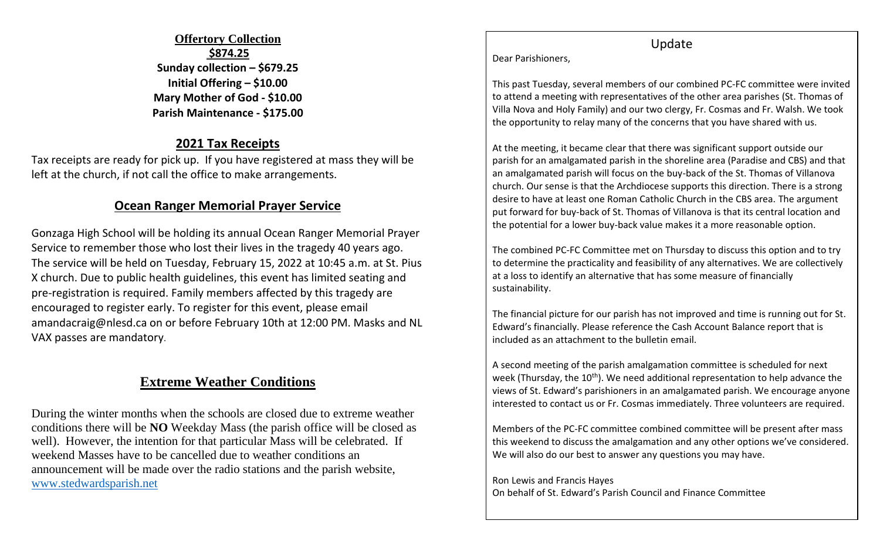## Offertory Collection

**$874.25**

**Sunday collection – $679.25**

**Initial Offering – $10.00**

**Mary Mother of God - $10.00**

**Parish Maintenance - $175.00**

## 2021 Tax Receipts

Tax receipts are ready for pick up. If you have registered at mass they will be left at the church, if not call the office to make arrangements.

## Ocean Ranger Memorial Prayer Service

Gonzaga High School will be holding its annual Ocean Ranger Memorial Prayer Service to remember those who lost their lives in the tragedy 40 years ago. The service will be held on Tuesday, February 15, 2022 at 10:45 a.m. at St. Pius X church. Due to public health guidelines, this event has limited seating and pre-registration is required. Family members affected by this tragedy are encouraged to register early. To register for this event, please email amandacraig@nlesd.ca on or before February 10th at 12:00 PM. Masks and NL VAX passes are mandatory.

## Extreme Weather Conditions

During the winter months when the schools are closed due to extreme weather conditions there will be **NO** Weekday Mass (the parish office will be closed as well). However, the intention for that particular Mass will be celebrated. If weekend Masses have to be cancelled due to weather conditions an announcement will be made over the radio stations and the parish website, www.stedwardsparish.net

## Update

Dear Parishioners,

This past Tuesday, several members of our combined PC-FC committee were invited to attend a meeting with representatives of the other area parishes (St. Thomas of Villa Nova and Holy Family) and our two clergy, Fr. Cosmas and Fr. Walsh. We took the opportunity to relay many of the concerns that you have shared with us.

At the meeting, it became clear that there was significant support outside our parish for an amalgamated parish in the shoreline area (Paradise and CBS) and that an amalgamated parish will focus on the buy-back of the St. Thomas of Villanova church. Our sense is that the Archdiocese supports this direction. There is a strong desire to have at least one Roman Catholic Church in the CBS area. The argument put forward for buy-back of St. Thomas of Villanova is that its central location and the potential for a lower buy-back value makes it a more reasonable option.

The combined PC-FC Committee met on Thursday to discuss this option and to try to determine the practicality and feasibility of any alternatives. We are collectively at a loss to identify an alternative that has some measure of financially sustainability.

The financial picture for our parish has not improved and time is running out for St. Edward's financially. Please reference the Cash Account Balance report that is included as an attachment to the bulletin email.

A second meeting of the parish amalgamation committee is scheduled for next week (Thursday, the 10th). We need additional representation to help advance the views of St. Edward's parishioners in an amalgamated parish. We encourage anyone interested to contact us or Fr. Cosmas immediately. Three volunteers are required.

Members of the PC-FC committee combined committee will be present after mass this weekend to discuss the amalgamation and any other options we've considered. We will also do our best to answer any questions you may have.

Ron Lewis and Francis Hayes
On behalf of St. Edward's Parish Council and Finance Committee